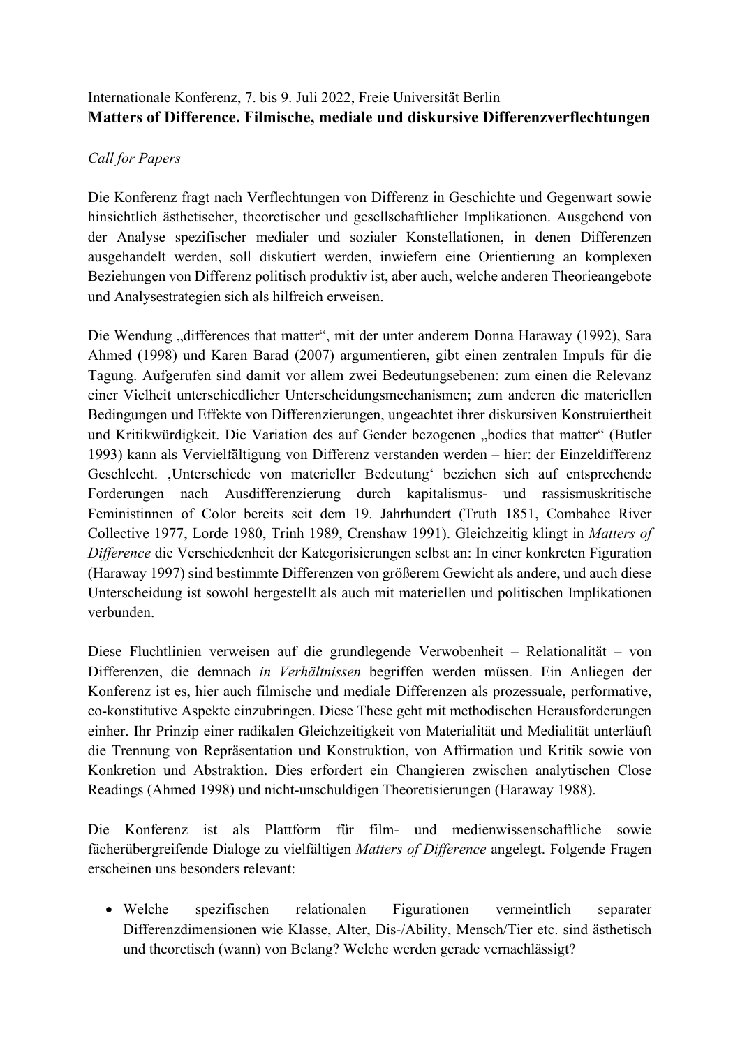Internationale Konferenz, 7. bis 9. Juli 2022, Freie Universität Berlin

# Matters of Difference. Filmische, mediale und diskursive Differenzverflechtungen

*Call for Papers*

Die Konferenz fragt nach Verflechtungen von Differenz in Geschichte und Gegenwart sowie hinsichtlich ästhetischer, theoretischer und gesellschaftlicher Implikationen. Ausgehend von der Analyse spezifischer medialer und sozialer Konstellationen, in denen Differenzen ausgehandelt werden, soll diskutiert werden, inwiefern eine Orientierung an komplexen Beziehungen von Differenz politisch produktiv ist, aber auch, welche anderen Theorieangebote und Analysestrategien sich als hilfreich erweisen.

Die Wendung „differences that matter", mit der unter anderem Donna Haraway (1992), Sara Ahmed (1998) und Karen Barad (2007) argumentieren, gibt einen zentralen Impuls für die Tagung. Aufgerufen sind damit vor allem zwei Bedeutungsebenen: zum einen die Relevanz einer Vielheit unterschiedlicher Unterscheidungsmechanismen; zum anderen die materiellen Bedingungen und Effekte von Differenzierungen, ungeachtet ihrer diskursiven Konstruiertheit und Kritikwürdigkeit. Die Variation des auf Gender bezogenen „bodies that matter" (Butler 1993) kann als Vervielfältigung von Differenz verstanden werden – hier: der Einzeldifferenz Geschlecht. ‚Unterschiede von materieller Bedeutung' beziehen sich auf entsprechende Forderungen nach Ausdifferenzierung durch kapitalismus- und rassismuskritische Feministinnen of Color bereits seit dem 19. Jahrhundert (Truth 1851, Combahee River Collective 1977, Lorde 1980, Trinh 1989, Crenshaw 1991). Gleichzeitig klingt in *Matters of Difference* die Verschiedenheit der Kategorisierungen selbst an: In einer konkreten Figuration (Haraway 1997) sind bestimmte Differenzen von größerem Gewicht als andere, und auch diese Unterscheidung ist sowohl hergestellt als auch mit materiellen und politischen Implikationen verbunden.

Diese Fluchtlinien verweisen auf die grundlegende Verwobenheit – Relationalität – von Differenzen, die demnach *in Verhältnissen* begriffen werden müssen. Ein Anliegen der Konferenz ist es, hier auch filmische und mediale Differenzen als prozessuale, performative, co-konstitutive Aspekte einzubringen. Diese These geht mit methodischen Herausforderungen einher. Ihr Prinzip einer radikalen Gleichzeitigkeit von Materialität und Medialität unterläuft die Trennung von Repräsentation und Konstruktion, von Affirmation und Kritik sowie von Konkretion und Abstraktion. Dies erfordert ein Changieren zwischen analytischen Close Readings (Ahmed 1998) und nicht-unschuldigen Theoretisierungen (Haraway 1988).

Die Konferenz ist als Plattform für film- und medienwissenschaftliche sowie fächerübergreifende Dialoge zu vielfältigen *Matters of Difference* angelegt. Folgende Fragen erscheinen uns besonders relevant:

- Welche spezifischen relationalen Figurationen vermeintlich separater Differenzdimensionen wie Klasse, Alter, Dis-/Ability, Mensch/Tier etc. sind ästhetisch und theoretisch (wann) von Belang? Welche werden gerade vernachlässigt?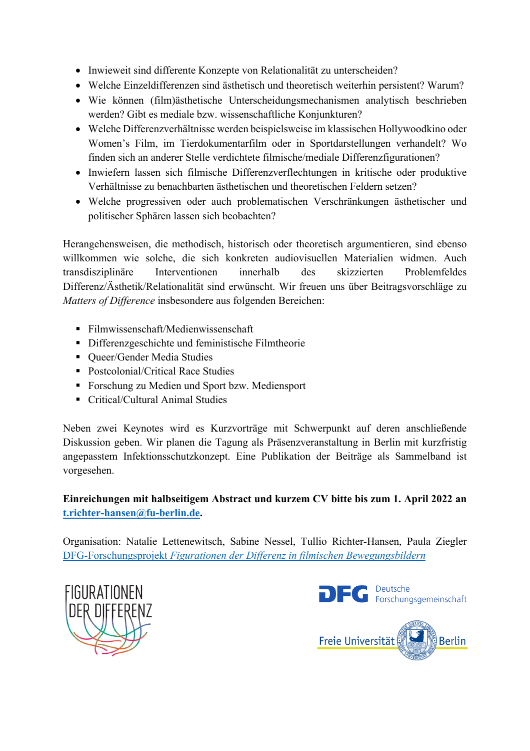- Inwieweit sind differente Konzepte von Relationalität zu unterscheiden?
- Welche Einzeldifferenzen sind ästhetisch und theoretisch weiterhin persistent? Warum?
- Wie können (film)ästhetische Unterscheidungsmechanismen analytisch beschrieben werden? Gibt es mediale bzw. wissenschaftliche Konjunkturen?
- Welche Differenzverhältnisse werden beispielsweise im klassischen Hollywoodkino oder Women's Film, im Tierdokumentarfilm oder in Sportdarstellungen verhandelt? Wo finden sich an anderer Stelle verdichtete filmische/mediale Differenzfigurationen?
- Inwiefern lassen sich filmische Differenzverflechtungen in kritische oder produktive Verhältnisse zu benachbarten ästhetischen und theoretischen Feldern setzen?
- Welche progressiven oder auch problematischen Verschränkungen ästhetischer und politischer Sphären lassen sich beobachten?

Herangehensweisen, die methodisch, historisch oder theoretisch argumentieren, sind ebenso willkommen wie solche, die sich konkreten audiovisuellen Materialien widmen. Auch transdisziplinäre Interventionen innerhalb des skizzierten Problemfeldes Differenz/Ästhetik/Relationalität sind erwünscht. Wir freuen uns über Beitragsvorschläge zu *Matters of Difference* insbesondere aus folgenden Bereichen:

- Filmwissenschaft/Medienwissenschaft
- Differenzgeschichte und feministische Filmtheorie
- Queer/Gender Media Studies
- Postcolonial/Critical Race Studies
- Forschung zu Medien und Sport bzw. Mediensport
- Critical/Cultural Animal Studies

Neben zwei Keynotes wird es Kurzvorträge mit Schwerpunkt auf deren anschließende Diskussion geben. Wir planen die Tagung als Präsenzveranstaltung in Berlin mit kurzfristig angepasstem Infektionsschutzkonzept. Eine Publikation der Beiträge als Sammelband ist vorgesehen.

**Einreichungen mit halbseitigem Abstract und kurzem CV bitte bis zum 1. April 2022 an [t.richter-hansen@fu-berlin.de](mailto:t.richter-hansen@fu-berlin.de).**

Organisation: Natalie Lettenewitsch, Sabine Nessel, Tullio Richter-Hansen, Paula Ziegler
DFG-Forschungsprojekt *Figurationen der Differenz in filmischen Bewegungsbildern*

FIGURATIONEN DER DIFFERENZ

DFG Deutsche Forschungsgemeinschaft

Freie Universität Berlin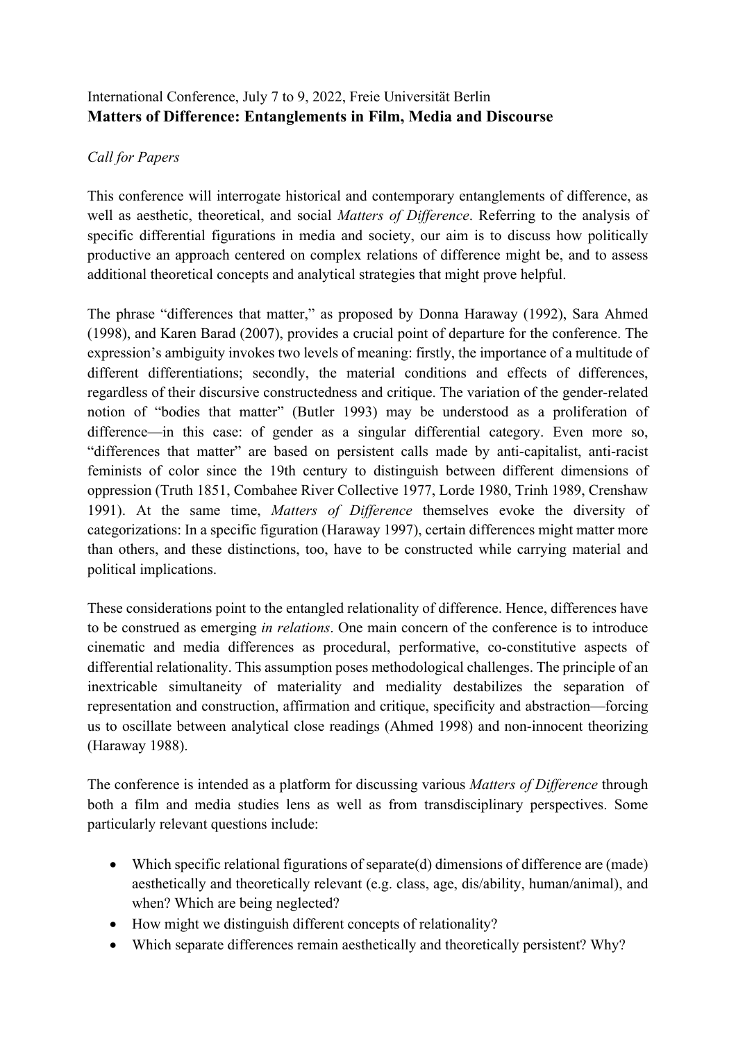International Conference, July 7 to 9, 2022, Freie Universität Berlin

**Matters of Difference: Entanglements in Film, Media and Discourse**

*Call for Papers*

This conference will interrogate historical and contemporary entanglements of difference, as well as aesthetic, theoretical, and social *Matters of Difference*. Referring to the analysis of specific differential figurations in media and society, our aim is to discuss how politically productive an approach centered on complex relations of difference might be, and to assess additional theoretical concepts and analytical strategies that might prove helpful.

The phrase "differences that matter," as proposed by Donna Haraway (1992), Sara Ahmed (1998), and Karen Barad (2007), provides a crucial point of departure for the conference. The expression's ambiguity invokes two levels of meaning: firstly, the importance of a multitude of different differentiations; secondly, the material conditions and effects of differences, regardless of their discursive constructedness and critique. The variation of the gender-related notion of "bodies that matter" (Butler 1993) may be understood as a proliferation of difference—in this case: of gender as a singular differential category. Even more so, "differences that matter" are based on persistent calls made by anti-capitalist, anti-racist feminists of color since the 19th century to distinguish between different dimensions of oppression (Truth 1851, Combahee River Collective 1977, Lorde 1980, Trinh 1989, Crenshaw 1991). At the same time, *Matters of Difference* themselves evoke the diversity of categorizations: In a specific figuration (Haraway 1997), certain differences might matter more than others, and these distinctions, too, have to be constructed while carrying material and political implications.

These considerations point to the entangled relationality of difference. Hence, differences have to be construed as emerging *in relations*. One main concern of the conference is to introduce cinematic and media differences as procedural, performative, co-constitutive aspects of differential relationality. This assumption poses methodological challenges. The principle of an inextricable simultaneity of materiality and mediality destabilizes the separation of representation and construction, affirmation and critique, specificity and abstraction—forcing us to oscillate between analytical close readings (Ahmed 1998) and non-innocent theorizing (Haraway 1988).

The conference is intended as a platform for discussing various *Matters of Difference* through both a film and media studies lens as well as from transdisciplinary perspectives. Some particularly relevant questions include:

- Which specific relational figurations of separate(d) dimensions of difference are (made) aesthetically and theoretically relevant (e.g. class, age, dis/ability, human/animal), and when? Which are being neglected?
- How might we distinguish different concepts of relationality?
- Which separate differences remain aesthetically and theoretically persistent? Why?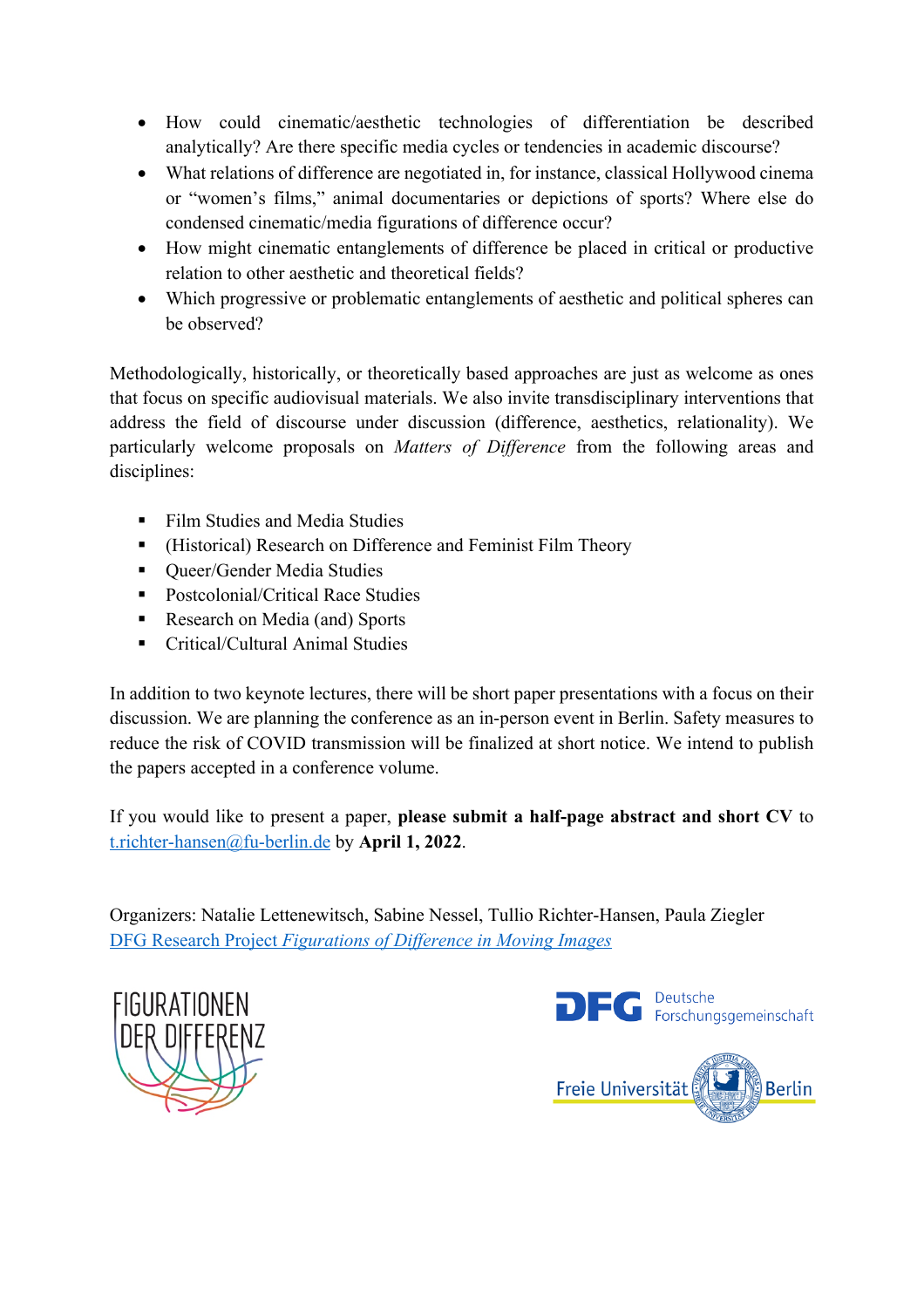- How could cinematic/aesthetic technologies of differentiation be described analytically? Are there specific media cycles or tendencies in academic discourse?
- What relations of difference are negotiated in, for instance, classical Hollywood cinema or "women's films," animal documentaries or depictions of sports? Where else do condensed cinematic/media figurations of difference occur?
- How might cinematic entanglements of difference be placed in critical or productive relation to other aesthetic and theoretical fields?
- Which progressive or problematic entanglements of aesthetic and political spheres can be observed?

Methodologically, historically, or theoretically based approaches are just as welcome as ones that focus on specific audiovisual materials. We also invite transdisciplinary interventions that address the field of discourse under discussion (difference, aesthetics, relationality). We particularly welcome proposals on *Matters of Difference* from the following areas and disciplines:

- Film Studies and Media Studies
- (Historical) Research on Difference and Feminist Film Theory
- Queer/Gender Media Studies
- Postcolonial/Critical Race Studies
- Research on Media (and) Sports
- Critical/Cultural Animal Studies

In addition to two keynote lectures, there will be short paper presentations with a focus on their discussion. We are planning the conference as an in-person event in Berlin. Safety measures to reduce the risk of COVID transmission will be finalized at short notice. We intend to publish the papers accepted in a conference volume.

If you would like to present a paper, **please submit a half-page abstract and short CV** to [t.richter-hansen@fu-berlin.de](mailto:t.richter-hansen@fu-berlin.de) by **April 1, 2022**.

Organizers: Natalie Lettenewitsch, Sabine Nessel, Tullio Richter-Hansen, Paula Ziegler
DFG Research Project *Figurations of Difference in Moving Images*

FIGURATIONEN DER DIFFERENZ

DFG Deutsche Forschungsgemeinschaft

Freie Universität Berlin